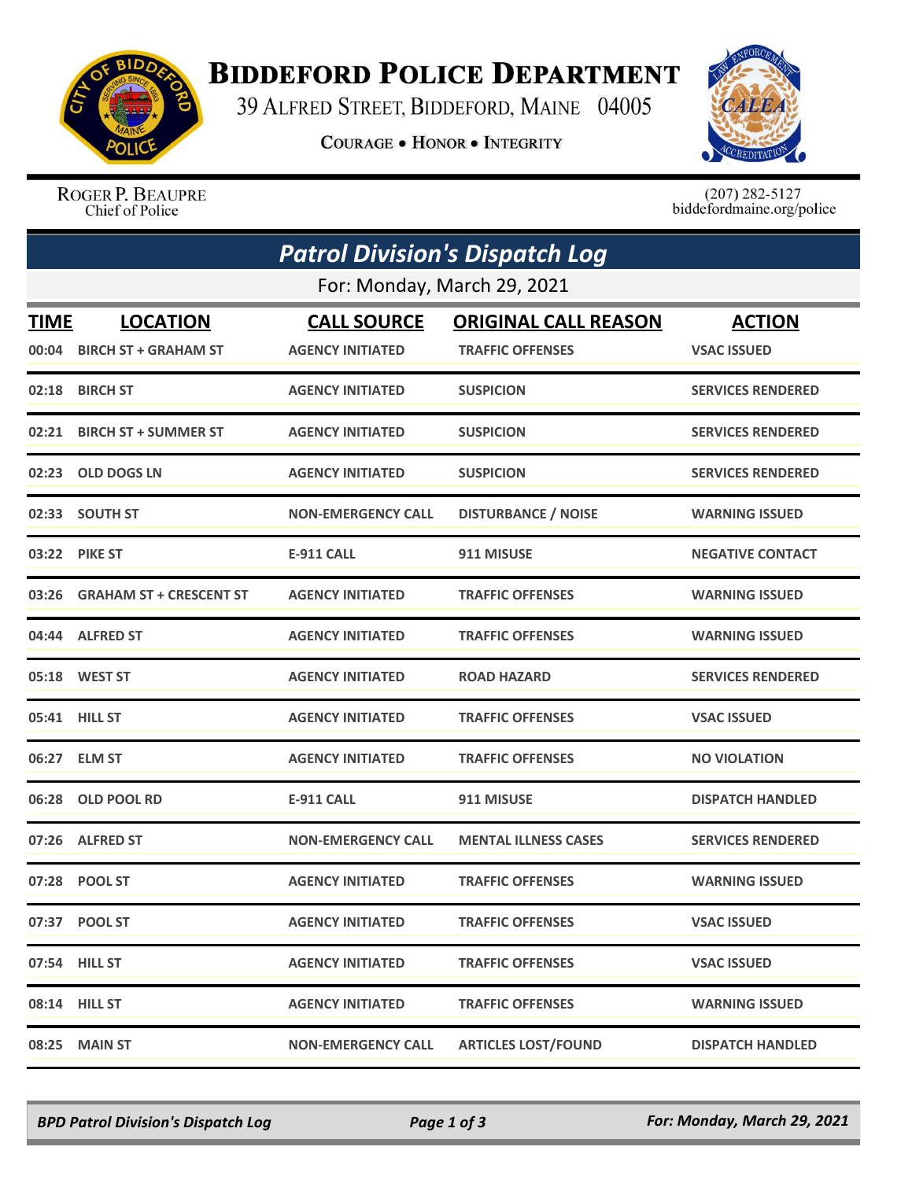# BIDDEFORD POLICE DEPARTMENT

39 ALFRED STREET, BIDDEFORD, MAINE 04005

COURAGE • HONOR • INTEGRITY

ROGER P. BEAUPRE
Chief of Police

(207) 282-5127
biddefordmaine.org/police

## *Patrol Division's Dispatch Log*

For: Monday, March 29, 2021

| TIME | LOCATION | CALL SOURCE | ORIGINAL CALL REASON | ACTION |
|---|---|---|---|---|
| 00:04 | BIRCH ST + GRAHAM ST | AGENCY INITIATED | TRAFFIC OFFENSES | VSAC ISSUED |
| 02:18 | BIRCH ST | AGENCY INITIATED | SUSPICION | SERVICES RENDERED |
| 02:21 | BIRCH ST + SUMMER ST | AGENCY INITIATED | SUSPICION | SERVICES RENDERED |
| 02:23 | OLD DOGS LN | AGENCY INITIATED | SUSPICION | SERVICES RENDERED |
| 02:33 | SOUTH ST | NON-EMERGENCY CALL | DISTURBANCE / NOISE | WARNING ISSUED |
| 03:22 | PIKE ST | E-911 CALL | 911 MISUSE | NEGATIVE CONTACT |
| 03:26 | GRAHAM ST + CRESCENT ST | AGENCY INITIATED | TRAFFIC OFFENSES | WARNING ISSUED |
| 04:44 | ALFRED ST | AGENCY INITIATED | TRAFFIC OFFENSES | WARNING ISSUED |
| 05:18 | WEST ST | AGENCY INITIATED | ROAD HAZARD | SERVICES RENDERED |
| 05:41 | HILL ST | AGENCY INITIATED | TRAFFIC OFFENSES | VSAC ISSUED |
| 06:27 | ELM ST | AGENCY INITIATED | TRAFFIC OFFENSES | NO VIOLATION |
| 06:28 | OLD POOL RD | E-911 CALL | 911 MISUSE | DISPATCH HANDLED |
| 07:26 | ALFRED ST | NON-EMERGENCY CALL | MENTAL ILLNESS CASES | SERVICES RENDERED |
| 07:28 | POOL ST | AGENCY INITIATED | TRAFFIC OFFENSES | WARNING ISSUED |
| 07:37 | POOL ST | AGENCY INITIATED | TRAFFIC OFFENSES | VSAC ISSUED |
| 07:54 | HILL ST | AGENCY INITIATED | TRAFFIC OFFENSES | VSAC ISSUED |
| 08:14 | HILL ST | AGENCY INITIATED | TRAFFIC OFFENSES | WARNING ISSUED |
| 08:25 | MAIN ST | NON-EMERGENCY CALL | ARTICLES LOST/FOUND | DISPATCH HANDLED |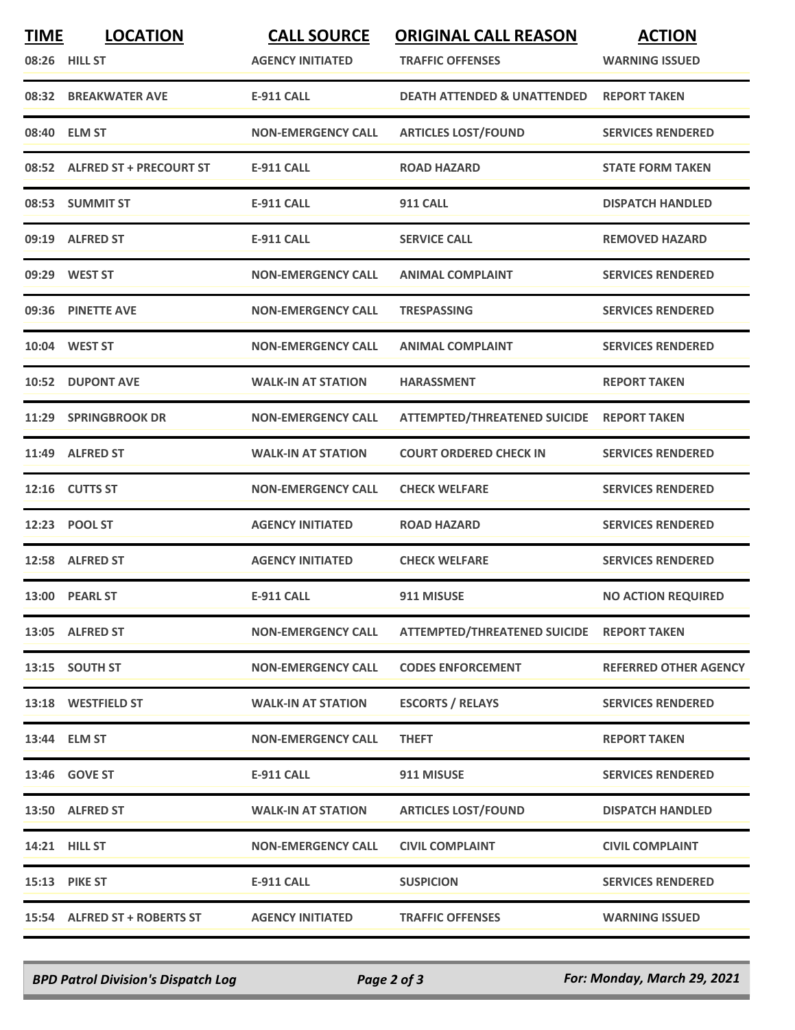| TIME | LOCATION | CALL SOURCE | ORIGINAL CALL REASON | ACTION |
| --- | --- | --- | --- | --- |
| 08:26 | HILL ST | AGENCY INITIATED | TRAFFIC OFFENSES | WARNING ISSUED |
| 08:32 | BREAKWATER AVE | E-911 CALL | DEATH ATTENDED & UNATTENDED | REPORT TAKEN |
| 08:40 | ELM ST | NON-EMERGENCY CALL | ARTICLES LOST/FOUND | SERVICES RENDERED |
| 08:52 | ALFRED ST + PRECOURT ST | E-911 CALL | ROAD HAZARD | STATE FORM TAKEN |
| 08:53 | SUMMIT ST | E-911 CALL | 911 CALL | DISPATCH HANDLED |
| 09:19 | ALFRED ST | E-911 CALL | SERVICE CALL | REMOVED HAZARD |
| 09:29 | WEST ST | NON-EMERGENCY CALL | ANIMAL COMPLAINT | SERVICES RENDERED |
| 09:36 | PINETTE AVE | NON-EMERGENCY CALL | TRESPASSING | SERVICES RENDERED |
| 10:04 | WEST ST | NON-EMERGENCY CALL | ANIMAL COMPLAINT | SERVICES RENDERED |
| 10:52 | DUPONT AVE | WALK-IN AT STATION | HARASSMENT | REPORT TAKEN |
| 11:29 | SPRINGBROOK DR | NON-EMERGENCY CALL | ATTEMPTED/THREATENED SUICIDE | REPORT TAKEN |
| 11:49 | ALFRED ST | WALK-IN AT STATION | COURT ORDERED CHECK IN | SERVICES RENDERED |
| 12:16 | CUTTS ST | NON-EMERGENCY CALL | CHECK WELFARE | SERVICES RENDERED |
| 12:23 | POOL ST | AGENCY INITIATED | ROAD HAZARD | SERVICES RENDERED |
| 12:58 | ALFRED ST | AGENCY INITIATED | CHECK WELFARE | SERVICES RENDERED |
| 13:00 | PEARL ST | E-911 CALL | 911 MISUSE | NO ACTION REQUIRED |
| 13:05 | ALFRED ST | NON-EMERGENCY CALL | ATTEMPTED/THREATENED SUICIDE | REPORT TAKEN |
| 13:15 | SOUTH ST | NON-EMERGENCY CALL | CODES ENFORCEMENT | REFERRED OTHER AGENCY |
| 13:18 | WESTFIELD ST | WALK-IN AT STATION | ESCORTS / RELAYS | SERVICES RENDERED |
| 13:44 | ELM ST | NON-EMERGENCY CALL | THEFT | REPORT TAKEN |
| 13:46 | GOVE ST | E-911 CALL | 911 MISUSE | SERVICES RENDERED |
| 13:50 | ALFRED ST | WALK-IN AT STATION | ARTICLES LOST/FOUND | DISPATCH HANDLED |
| 14:21 | HILL ST | NON-EMERGENCY CALL | CIVIL COMPLAINT | CIVIL COMPLAINT |
| 15:13 | PIKE ST | E-911 CALL | SUSPICION | SERVICES RENDERED |
| 15:54 | ALFRED ST + ROBERTS ST | AGENCY INITIATED | TRAFFIC OFFENSES | WARNING ISSUED |

*BPD Patrol Division's Dispatch Log* | *For: Monday, March 29, 2021*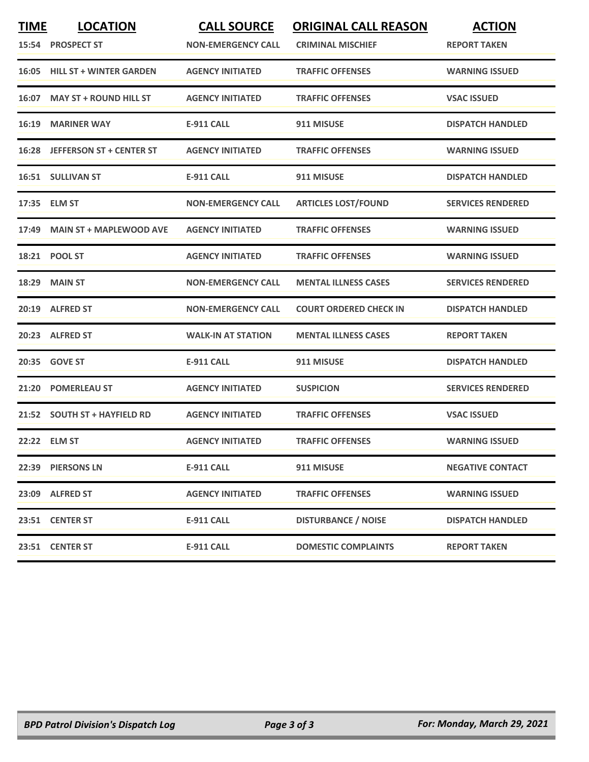| TIME | LOCATION | CALL SOURCE | ORIGINAL CALL REASON | ACTION |
|---|---|---|---|---|
| 15:54 | PROSPECT ST | NON-EMERGENCY CALL | CRIMINAL MISCHIEF | REPORT TAKEN |
| 16:05 | HILL ST + WINTER GARDEN | AGENCY INITIATED | TRAFFIC OFFENSES | WARNING ISSUED |
| 16:07 | MAY ST + ROUND HILL ST | AGENCY INITIATED | TRAFFIC OFFENSES | VSAC ISSUED |
| 16:19 | MARINER WAY | E-911 CALL | 911 MISUSE | DISPATCH HANDLED |
| 16:28 | JEFFERSON ST + CENTER ST | AGENCY INITIATED | TRAFFIC OFFENSES | WARNING ISSUED |
| 16:51 | SULLIVAN ST | E-911 CALL | 911 MISUSE | DISPATCH HANDLED |
| 17:35 | ELM ST | NON-EMERGENCY CALL | ARTICLES LOST/FOUND | SERVICES RENDERED |
| 17:49 | MAIN ST + MAPLEWOOD AVE | AGENCY INITIATED | TRAFFIC OFFENSES | WARNING ISSUED |
| 18:21 | POOL ST | AGENCY INITIATED | TRAFFIC OFFENSES | WARNING ISSUED |
| 18:29 | MAIN ST | NON-EMERGENCY CALL | MENTAL ILLNESS CASES | SERVICES RENDERED |
| 20:19 | ALFRED ST | NON-EMERGENCY CALL | COURT ORDERED CHECK IN | DISPATCH HANDLED |
| 20:23 | ALFRED ST | WALK-IN AT STATION | MENTAL ILLNESS CASES | REPORT TAKEN |
| 20:35 | GOVE ST | E-911 CALL | 911 MISUSE | DISPATCH HANDLED |
| 21:20 | POMERLEAU ST | AGENCY INITIATED | SUSPICION | SERVICES RENDERED |
| 21:52 | SOUTH ST + HAYFIELD RD | AGENCY INITIATED | TRAFFIC OFFENSES | VSAC ISSUED |
| 22:22 | ELM ST | AGENCY INITIATED | TRAFFIC OFFENSES | WARNING ISSUED |
| 22:39 | PIERSONS LN | E-911 CALL | 911 MISUSE | NEGATIVE CONTACT |
| 23:09 | ALFRED ST | AGENCY INITIATED | TRAFFIC OFFENSES | WARNING ISSUED |
| 23:51 | CENTER ST | E-911 CALL | DISTURBANCE / NOISE | DISPATCH HANDLED |
| 23:51 | CENTER ST | E-911 CALL | DOMESTIC COMPLAINTS | REPORT TAKEN |